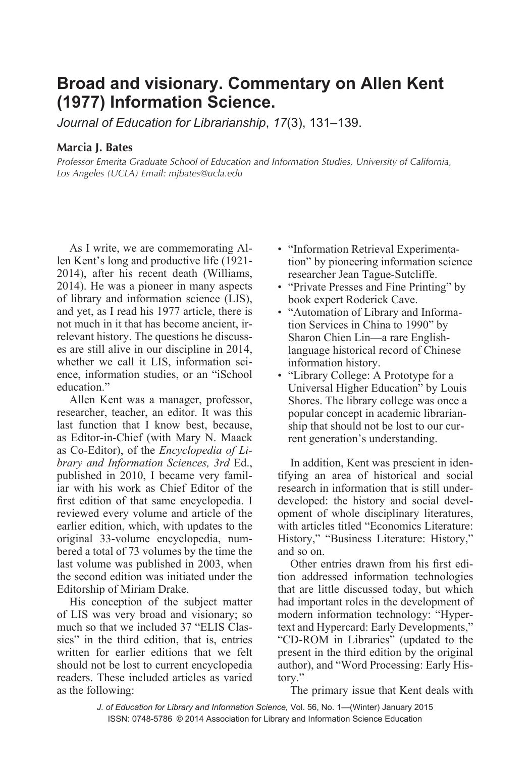# Broad and visionary. Commentary on Allen Kent (1977) Information Science.

*Journal of Education for Librarianship*, *17*(3), 131–139.

**Marcia J. Bates**

*Professor Emerita Graduate School of Education and Information Studies, University of California, Los Angeles (UCLA) Email: mjbates@ucla.edu*

As I write, we are commemorating Allen Kent's long and productive life (1921-2014), after his recent death (Williams, 2014). He was a pioneer in many aspects of library and information science (LIS), and yet, as I read his 1977 article, there is not much in it that has become ancient, irrelevant history. The questions he discusses are still alive in our discipline in 2014, whether we call it LIS, information science, information studies, or an "iSchool education."

Allen Kent was a manager, professor, researcher, teacher, an editor. It was this last function that I know best, because, as Editor-in-Chief (with Mary N. Maack as Co-Editor), of the *Encyclopedia of Library and Information Sciences, 3rd* Ed., published in 2010, I became very familiar with his work as Chief Editor of the first edition of that same encyclopedia. I reviewed every volume and article of the earlier edition, which, with updates to the original 33-volume encyclopedia, numbered a total of 73 volumes by the time the last volume was published in 2003, when the second edition was initiated under the Editorship of Miriam Drake.

His conception of the subject matter of LIS was very broad and visionary; so much so that we included 37 "ELIS Classics" in the third edition, that is, entries written for earlier editions that we felt should not be lost to current encyclopedia readers. These included articles as varied as the following:

- "Information Retrieval Experimentation" by pioneering information science researcher Jean Tague-Sutcliffe.
- "Private Presses and Fine Printing" by book expert Roderick Cave.
- "Automation of Library and Information Services in China to 1990" by Sharon Chien Lin—a rare English-language historical record of Chinese information history.
- "Library College: A Prototype for a Universal Higher Education" by Louis Shores. The library college was once a popular concept in academic librarianship that should not be lost to our current generation's understanding.

In addition, Kent was prescient in identifying an area of historical and social research in information that is still underdeveloped: the history and social development of whole disciplinary literatures, with articles titled "Economics Literature: History," "Business Literature: History," and so on.

Other entries drawn from his first edition addressed information technologies that are little discussed today, but which had important roles in the development of modern information technology: "Hypertext and Hypercard: Early Developments," "CD-ROM in Libraries" (updated to the present in the third edition by the original author), and "Word Processing: Early History."

The primary issue that Kent deals with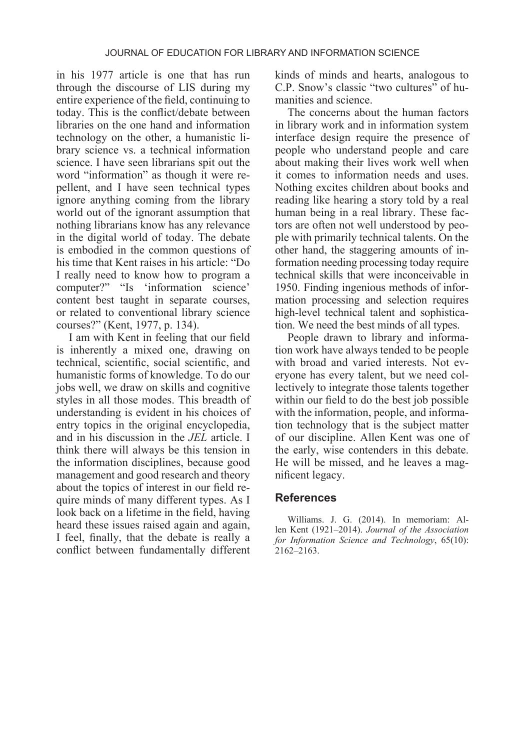in his 1977 article is one that has run through the discourse of LIS during my entire experience of the field, continuing to today. This is the conflict/debate between libraries on the one hand and information technology on the other, a humanistic library science vs. a technical information science. I have seen librarians spit out the word "information" as though it were repellent, and I have seen technical types ignore anything coming from the library world out of the ignorant assumption that nothing librarians know has any relevance in the digital world of today. The debate is embodied in the common questions of his time that Kent raises in his article: "Do I really need to know how to program a computer?" "Is 'information science' content best taught in separate courses, or related to conventional library science courses?" (Kent, 1977, p. 134).

I am with Kent in feeling that our field is inherently a mixed one, drawing on technical, scientific, social scientific, and humanistic forms of knowledge. To do our jobs well, we draw on skills and cognitive styles in all those modes. This breadth of understanding is evident in his choices of entry topics in the original encyclopedia, and in his discussion in the *JEL* article. I think there will always be this tension in the information disciplines, because good management and good research and theory about the topics of interest in our field require minds of many different types. As I look back on a lifetime in the field, having heard these issues raised again and again, I feel, finally, that the debate is really a conflict between fundamentally different kinds of minds and hearts, analogous to C.P. Snow's classic "two cultures" of humanities and science.

The concerns about the human factors in library work and in information system interface design require the presence of people who understand people and care about making their lives work well when it comes to information needs and uses. Nothing excites children about books and reading like hearing a story told by a real human being in a real library. These factors are often not well understood by people with primarily technical talents. On the other hand, the staggering amounts of information needing processing today require technical skills that were inconceivable in 1950. Finding ingenious methods of information processing and selection requires high-level technical talent and sophistication. We need the best minds of all types.

People drawn to library and information work have always tended to be people with broad and varied interests. Not everyone has every talent, but we need collectively to integrate those talents together within our field to do the best job possible with the information, people, and information technology that is the subject matter of our discipline. Allen Kent was one of the early, wise contenders in this debate. He will be missed, and he leaves a magnificent legacy.

## References

Williams. J. G. (2014). In memoriam: Allen Kent (1921–2014). *Journal of the Association for Information Science and Technology*, 65(10): 2162–2163.